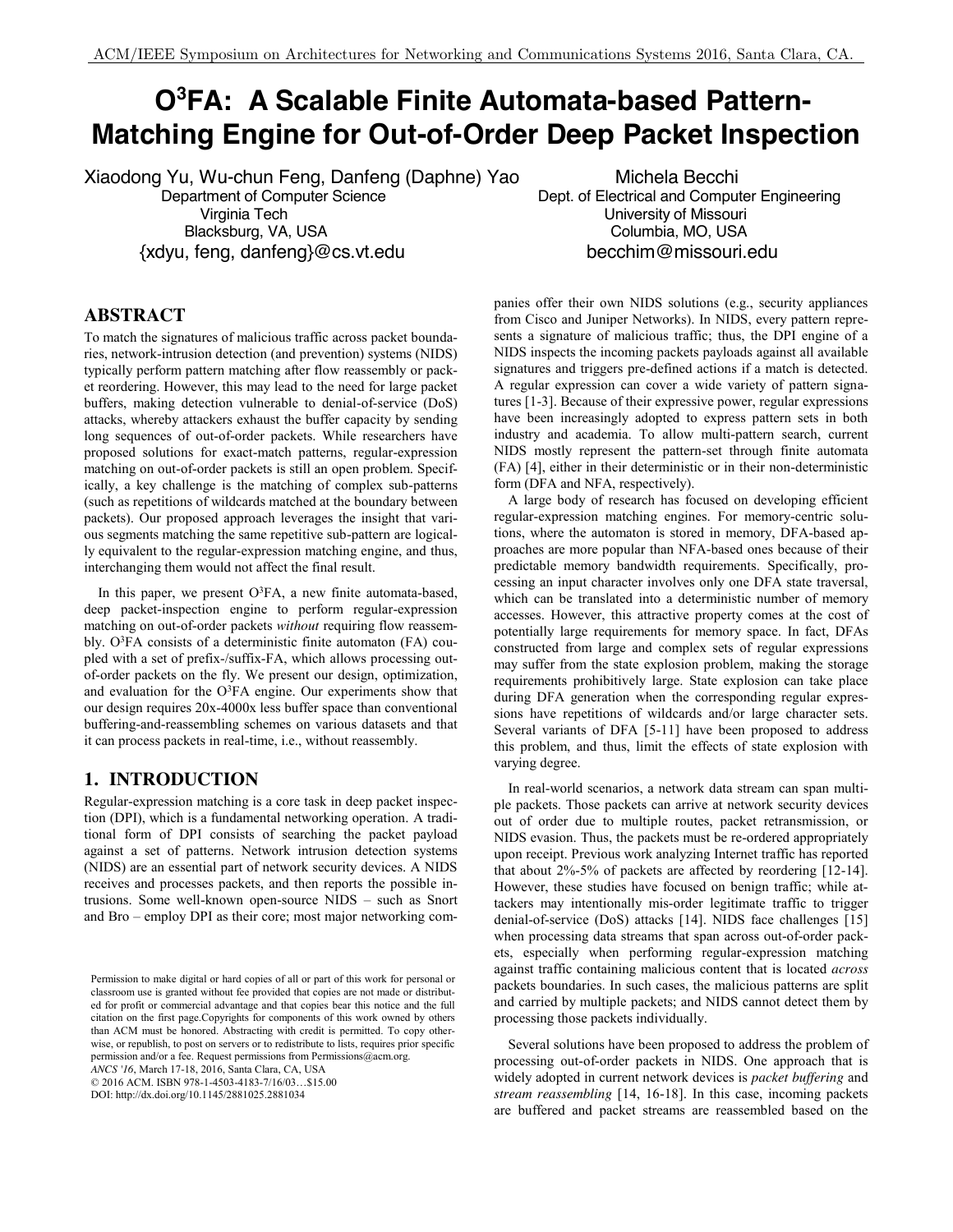# O$^3$FA: A Scalable Finite Automata-based Pattern-Matching Engine for Out-of-Order Deep Packet Inspection

Xiaodong Yu, Wu-chun Feng, Danfeng (Daphne) Yao
Department of Computer Science
Virginia Tech
Blacksburg, VA, USA
{xdyu, feng, danfeng}@cs.vt.edu

Michela Becchi
Dept. of Electrical and Computer Engineering
University of Missouri
Columbia, MO, USA
becchim@missouri.edu

## ABSTRACT

To match the signatures of malicious traffic across packet boundaries, network-intrusion detection (and prevention) systems (NIDS) typically perform pattern matching after flow reassembly or packet reordering. However, this may lead to the need for large packet buffers, making detection vulnerable to denial-of-service (DoS) attacks, whereby attackers exhaust the buffer capacity by sending long sequences of out-of-order packets. While researchers have proposed solutions for exact-match patterns, regular-expression matching on out-of-order packets is still an open problem. Specifically, a key challenge is the matching of complex sub-patterns (such as repetitions of wildcards matched at the boundary between packets). Our proposed approach leverages the insight that various segments matching the same repetitive sub-pattern are logically equivalent to the regular-expression matching engine, and thus, interchanging them would not affect the final result.

In this paper, we present O$^3$FA, a new finite automata-based, deep packet-inspection engine to perform regular-expression matching on out-of-order packets *without* requiring flow reassembly. O$^3$FA consists of a deterministic finite automaton (FA) coupled with a set of prefix-/suffix-FA, which allows processing out-of-order packets on the fly. We present our design, optimization, and evaluation for the O$^3$FA engine. Our experiments show that our design requires 20x-4000x less buffer space than conventional buffering-and-reassembling schemes on various datasets and that it can process packets in real-time, i.e., without reassembly.

## 1. INTRODUCTION

Regular-expression matching is a core task in deep packet inspection (DPI), which is a fundamental networking operation. A traditional form of DPI consists of searching the packet payload against a set of patterns. Network intrusion detection systems (NIDS) are an essential part of network security devices. A NIDS receives and processes packets, and then reports the possible intrusions. Some well-known open-source NIDS – such as Snort and Bro – employ DPI as their core; most major networking companies offer their own NIDS solutions (e.g., security appliances from Cisco and Juniper Networks). In NIDS, every pattern represents a signature of malicious traffic; thus, the DPI engine of a NIDS inspects the incoming packets payloads against all available signatures and triggers pre-defined actions if a match is detected. A regular expression can cover a wide variety of pattern signatures [1-3]. Because of their expressive power, regular expressions have been increasingly adopted to express pattern sets in both industry and academia. To allow multi-pattern search, current NIDS mostly represent the pattern-set through finite automata (FA) [4], either in their deterministic or in their non-deterministic form (DFA and NFA, respectively).

A large body of research has focused on developing efficient regular-expression matching engines. For memory-centric solutions, where the automaton is stored in memory, DFA-based approaches are more popular than NFA-based ones because of their predictable memory bandwidth requirements. Specifically, processing an input character involves only one DFA state traversal, which can be translated into a deterministic number of memory accesses. However, this attractive property comes at the cost of potentially large requirements for memory space. In fact, DFAs constructed from large and complex sets of regular expressions may suffer from the state explosion problem, making the storage requirements prohibitively large. State explosion can take place during DFA generation when the corresponding regular expressions have repetitions of wildcards and/or large character sets. Several variants of DFA [5-11] have been proposed to address this problem, and thus, limit the effects of state explosion with varying degree.

In real-world scenarios, a network data stream can span multiple packets. Those packets can arrive at network security devices out of order due to multiple routes, packet retransmission, or NIDS evasion. Thus, the packets must be re-ordered appropriately upon receipt. Previous work analyzing Internet traffic has reported that about 2%-5% of packets are affected by reordering [12-14]. However, these studies have focused on benign traffic; while attackers may intentionally mis-order legitimate traffic to trigger denial-of-service (DoS) attacks [14]. NIDS face challenges [15] when processing data streams that span across out-of-order packets, especially when performing regular-expression matching against traffic containing malicious content that is located *across* packets boundaries. In such cases, the malicious patterns are split and carried by multiple packets; and NIDS cannot detect them by processing those packets individually.

Several solutions have been proposed to address the problem of processing out-of-order packets in NIDS. One approach that is widely adopted in current network devices is *packet buffering* and *stream reassembling* [14, 16-18]. In this case, incoming packets are buffered and packet streams are reassembled based on the

Permission to make digital or hard copies of all or part of this work for personal or classroom use is granted without fee provided that copies are not made or distributed for profit or commercial advantage and that copies bear this notice and the full citation on the first page.Copyrights for components of this work owned by others than ACM must be honored. Abstracting with credit is permitted. To copy otherwise, or republish, to post on servers or to redistribute to lists, requires prior specific permission and/or a fee. Request permissions from Permissions@acm.org.
*ANCS '16*, March 17-18, 2016, Santa Clara, CA, USA
© 2016 ACM. ISBN 978-1-4503-4183-7/16/03…$15.00
DOI: http://dx.doi.org/10.1145/2881025.2881034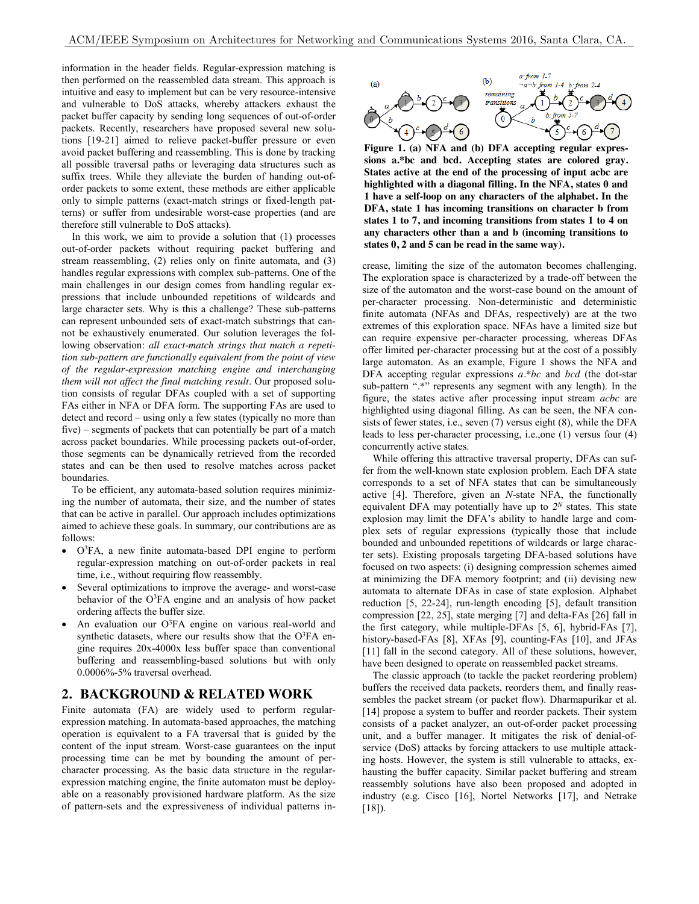information in the header fields. Regular-expression matching is then performed on the reassembled data stream. This approach is intuitive and easy to implement but can be very resource-intensive and vulnerable to DoS attacks, whereby attackers exhaust the packet buffer capacity by sending long sequences of out-of-order packets. Recently, researchers have proposed several new solutions [19-21] aimed to relieve packet-buffer pressure or even avoid packet buffering and reassembling. This is done by tracking all possible traversal paths or leveraging data structures such as suffix trees. While they alleviate the burden of handing out-of-order packets to some extent, these methods are either applicable only to simple patterns (exact-match strings or fixed-length patterns) or suffer from undesirable worst-case properties (and are therefore still vulnerable to DoS attacks).

In this work, we aim to provide a solution that (1) processes out-of-order packets without requiring packet buffering and stream reassembling, (2) relies only on finite automata, and (3) handles regular expressions with complex sub-patterns. One of the main challenges in our design comes from handling regular expressions that include unbounded repetitions of wildcards and large character sets. Why is this a challenge? These sub-patterns can represent unbounded sets of exact-match substrings that cannot be exhaustively enumerated. Our solution leverages the following observation: *all exact-match strings that match a repetition sub-pattern are functionally equivalent from the point of view of the regular-expression matching engine and interchanging them will not affect the final matching result*. Our proposed solution consists of regular DFAs coupled with a set of supporting FAs either in NFA or DFA form. The supporting FAs are used to detect and record – using only a few states (typically no more than five) – segments of packets that can potentially be part of a match across packet boundaries. While processing packets out-of-order, those segments can be dynamically retrieved from the recorded states and can be then used to resolve matches across packet boundaries.

To be efficient, any automata-based solution requires minimizing the number of automata, their size, and the number of states that can be active in parallel. Our approach includes optimizations aimed to achieve these goals. In summary, our contributions are as follows:

- $O^3$FA, a new finite automata-based DPI engine to perform regular-expression matching on out-of-order packets in real time, i.e., without requiring flow reassembly.
- Several optimizations to improve the average- and worst-case behavior of the $O^3$FA engine and an analysis of how packet ordering affects the buffer size.
- An evaluation our $O^3$FA engine on various real-world and synthetic datasets, where our results show that the $O^3$FA engine requires 20x-4000x less buffer space than conventional buffering and reassembling-based solutions but with only 0.0006%-5% traversal overhead.

## 2. BACKGROUND & RELATED WORK

Finite automata (FA) are widely used to perform regular-expression matching. In automata-based approaches, the matching operation is equivalent to a FA traversal that is guided by the content of the input stream. Worst-case guarantees on the input processing time can be met by bounding the amount of per-character processing. As the basic data structure in the regular-expression matching engine, the finite automaton must be deployable on a reasonably provisioned hardware platform. As the size of pattern-sets and the expressiveness of individual patterns increase, limiting the size of the automaton becomes challenging. The exploration space is characterized by a trade-off between the size of the automaton and the worst-case bound on the amount of per-character processing. Non-deterministic and deterministic finite automata (NFAs and DFAs, respectively) are at the two extremes of this exploration space. NFAs have a limited size but can require expensive per-character processing, whereas DFAs offer limited per-character processing but at the cost of a possibly large automaton. As an example, Figure 1 shows the NFA and DFA accepting regular expressions *a.\*bc* and *bcd* (the dot-star sub-pattern ".*" represents any segment with any length). In the figure, the states active after processing input stream *acbc* are highlighted using diagonal filling. As can be seen, the NFA consists of fewer states, i.e., seven (7) versus eight (8), while the DFA leads to less per-character processing, i.e.,one (1) versus four (4) concurrently active states.

**Figure 1. (a) NFA and (b) DFA accepting regular expressions a.\*bc and bcd. Accepting states are colored gray. States active at the end of the processing of input acbc are highlighted with a diagonal filling. In the NFA, states 0 and 1 have a self-loop on any characters of the alphabet. In the DFA, state 1 has incoming transitions on character b from states 1 to 7, and incoming transitions from states 1 to 4 on any characters other than a and b (incoming transitions to states 0, 2 and 5 can be read in the same way).**

While offering this attractive traversal property, DFAs can suffer from the well-known state explosion problem. Each DFA state corresponds to a set of NFA states that can be simultaneously active [4]. Therefore, given an $N$-state NFA, the functionally equivalent DFA may potentially have up to $2^N$ states. This state explosion may limit the DFA's ability to handle large and complex sets of regular expressions (typically those that include bounded and unbounded repetitions of wildcards or large character sets). Existing proposals targeting DFA-based solutions have focused on two aspects: (i) designing compression schemes aimed at minimizing the DFA memory footprint; and (ii) devising new automata to alternate DFAs in case of state explosion. Alphabet reduction [5, 22-24], run-length encoding [5], default transition compression [22, 25], state merging [7] and delta-FAs [26] fall in the first category, while multiple-DFAs [5, 6], hybrid-FAs [7], history-based-FAs [8], XFAs [9], counting-FAs [10], and JFAs [11] fall in the second category. All of these solutions, however, have been designed to operate on reassembled packet streams.

The classic approach (to tackle the packet reordering problem) buffers the received data packets, reorders them, and finally reassembles the packet stream (or packet flow). Dharmapurikar et al. [14] propose a system to buffer and reorder packets. Their system consists of a packet analyzer, an out-of-order packet processing unit, and a buffer manager. It mitigates the risk of denial-of-service (DoS) attacks by forcing attackers to use multiple attacking hosts. However, the system is still vulnerable to attacks, exhausting the buffer capacity. Similar packet buffering and stream reassembly solutions have also been proposed and adopted in industry (e.g. Cisco [16], Nortel Networks [17], and Netrake [18]).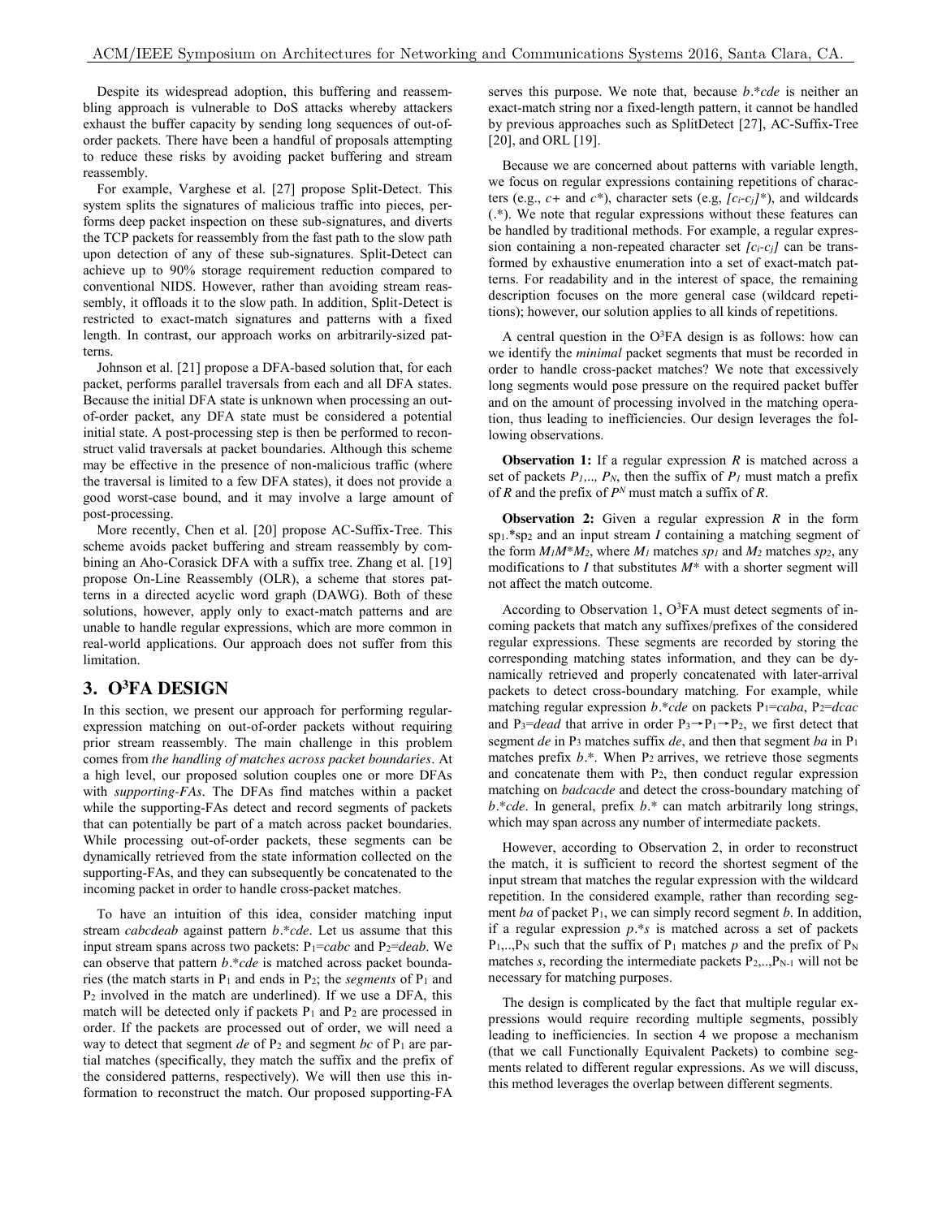Despite its widespread adoption, this buffering and reassembling approach is vulnerable to DoS attacks whereby attackers exhaust the buffer capacity by sending long sequences of out-of-order packets. There have been a handful of proposals attempting to reduce these risks by avoiding packet buffering and stream reassembly.

For example, Varghese et al. [27] propose Split-Detect. This system splits the signatures of malicious traffic into pieces, performs deep packet inspection on these sub-signatures, and diverts the TCP packets for reassembly from the fast path to the slow path upon detection of any of these sub-signatures. Split-Detect can achieve up to 90% storage requirement reduction compared to conventional NIDS. However, rather than avoiding stream reassembly, it offloads it to the slow path. In addition, Split-Detect is restricted to exact-match signatures and patterns with a fixed length. In contrast, our approach works on arbitrarily-sized patterns.

Johnson et al. [21] propose a DFA-based solution that, for each packet, performs parallel traversals from each and all DFA states. Because the initial DFA state is unknown when processing an out-of-order packet, any DFA state must be considered a potential initial state. A post-processing step is then be performed to reconstruct valid traversals at packet boundaries. Although this scheme may be effective in the presence of non-malicious traffic (where the traversal is limited to a few DFA states), it does not provide a good worst-case bound, and it may involve a large amount of post-processing.

More recently, Chen et al. [20] propose AC-Suffix-Tree. This scheme avoids packet buffering and stream reassembly by combining an Aho-Corasick DFA with a suffix tree. Zhang et al. [19] propose On-Line Reassembly (OLR), a scheme that stores patterns in a directed acyclic word graph (DAWG). Both of these solutions, however, apply only to exact-match patterns and are unable to handle regular expressions, which are more common in real-world applications. Our approach does not suffer from this limitation.

## 3. O[3]FA DESIGN

In this section, we present our approach for performing regular-expression matching on out-of-order packets without requiring prior stream reassembly. The main challenge in this problem comes from *the handling of matches across packet boundaries*. At a high level, our proposed solution couples one or more DFAs with *supporting-FAs*. The DFAs find matches within a packet while the supporting-FAs detect and record segments of packets that can potentially be part of a match across packet boundaries. While processing out-of-order packets, these segments can be dynamically retrieved from the state information collected on the supporting-FAs, and they can subsequently be concatenated to the incoming packet in order to handle cross-packet matches.

To have an intuition of this idea, consider matching input stream *cabcdeab* against pattern *b.*cde*. Let us assume that this input stream spans across two packets: $P_1$=*cabc* and $P_2$=*deab*. We can observe that pattern *b.*cde* is matched across packet boundaries (the match starts in $P_1$ and ends in $P_2$; the *segments* of $P_1$ and $P_2$ involved in the match are underlined). If we use a DFA, this match will be detected only if packets $P_1$ and $P_2$ are processed in order. If the packets are processed out of order, we will need a way to detect that segment *de* of $P_2$ and segment *bc* of $P_1$ are partial matches (specifically, they match the suffix and the prefix of the considered patterns, respectively). We will then use this information to reconstruct the match. Our proposed supporting-FA serves this purpose. We note that, because *b.*cde* is neither an exact-match string nor a fixed-length pattern, it cannot be handled by previous approaches such as SplitDetect [27], AC-Suffix-Tree [20], and ORL [19].

Because we are concerned about patterns with variable length, we focus on regular expressions containing repetitions of characters (e.g., *c+* and *c**), character sets (e.g, $[c_i\text{-}c_j]^*$), and wildcards (.*). We note that regular expressions without these features can be handled by traditional methods. For example, a regular expression containing a non-repeated character set $[c_i\text{-}c_j]$ can be transformed by exhaustive enumeration into a set of exact-match patterns. For readability and in the interest of space, the remaining description focuses on the more general case (wildcard repetitions); however, our solution applies to all kinds of repetitions.

A central question in the O[3]FA design is as follows: how can we identify the *minimal* packet segments that must be recorded in order to handle cross-packet matches? We note that excessively long segments would pose pressure on the required packet buffer and on the amount of processing involved in the matching operation, thus leading to inefficiencies. Our design leverages the following observations.

**Observation 1:** If a regular expression *R* is matched across a set of packets $P_1,.., P_N$, then the suffix of $P_1$ must match a prefix of *R* and the prefix of $P^N$ must match a suffix of *R*.

**Observation 2:** Given a regular expression *R* in the form $sp_1.{*}sp_2$ and an input stream *I* containing a matching segment of the form $M_1M^*M_2$, where $M_1$ matches $sp_1$ and $M_2$ matches $sp_2$, any modifications to *I* that substitutes $M^*$ with a shorter segment will not affect the match outcome.

According to Observation 1, O[3]FA must detect segments of incoming packets that match any suffixes/prefixes of the considered regular expressions. These segments are recorded by storing the corresponding matching states information, and they can be dynamically retrieved and properly concatenated with later-arrival packets to detect cross-boundary matching. For example, while matching regular expression *b.*cde* on packets $P_1$=*caba*, $P_2$=*dcac* and $P_3$=*dead* that arrive in order $P_3 \rightarrow P_1 \rightarrow P_2$, we first detect that segment *de* in $P_3$ matches suffix *de*, and then that segment *ba* in $P_1$ matches prefix *b.**. When $P_2$ arrives, we retrieve those segments and concatenate them with $P_2$, then conduct regular expression matching on *badcacde* and detect the cross-boundary matching of *b.*cde*. In general, prefix *b.** can match arbitrarily long strings, which may span across any number of intermediate packets.

However, according to Observation 2, in order to reconstruct the match, it is sufficient to record the shortest segment of the input stream that matches the regular expression with the wildcard repetition. In the considered example, rather than recording segment *ba* of packet $P_1$, we can simply record segment *b*. In addition, if a regular expression *p.*s* is matched across a set of packets $P_1$,..,$P_N$ such that the suffix of $P_1$ matches *p* and the prefix of $P_N$ matches *s*, recording the intermediate packets $P_2$,..,$P_{N-1}$ will not be necessary for matching purposes.

The design is complicated by the fact that multiple regular expressions would require recording multiple segments, possibly leading to inefficiencies. In section 4 we propose a mechanism (that we call Functionally Equivalent Packets) to combine segments related to different regular expressions. As we will discuss, this method leverages the overlap between different segments.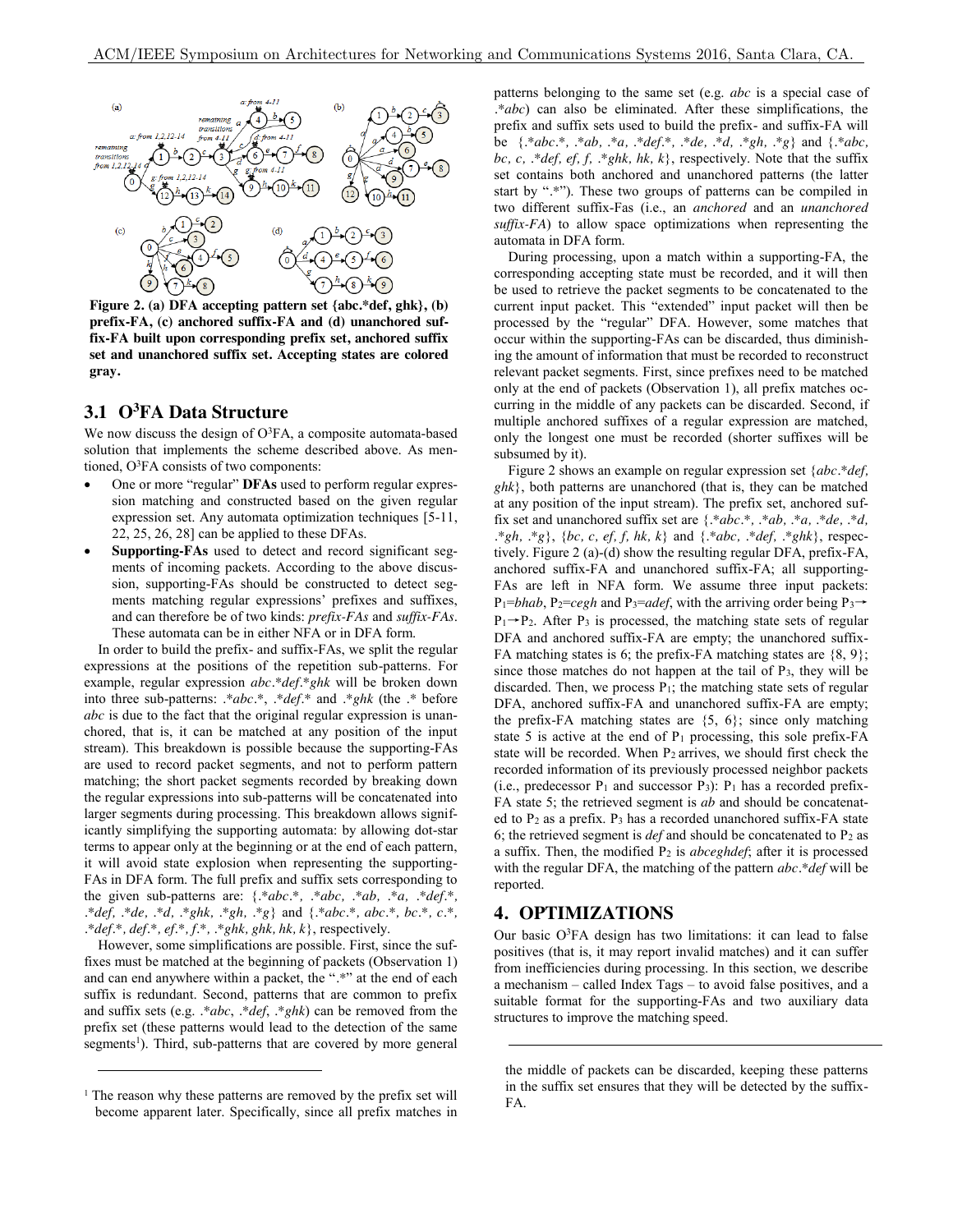(a) a: from 4-11 remaining transitions from 4-11 a: from 1,2,12-14 remaining transitions from 1,2,12-14 d: from 4-11 g: from 1,2,12-14 g: from 4-11

(b)

(c)

(d)

**Figure 2. (a) DFA accepting pattern set {abc.*def, ghk}, (b) prefix-FA, (c) anchored suffix-FA and (d) unanchored suffix-FA built upon corresponding prefix set, anchored suffix set and unanchored suffix set. Accepting states are colored gray.**

### 3.1 O³FA Data Structure

We now discuss the design of O³FA, a composite automata-based solution that implements the scheme described above. As mentioned, O³FA consists of two components:

- One or more "regular" **DFAs** used to perform regular expression matching and constructed based on the given regular expression set. Any automata optimization techniques [5-11, 22, 25, 26, 28] can be applied to these DFAs.
- **Supporting-FAs** used to detect and record significant segments of incoming packets. According to the above discussion, supporting-FAs should be constructed to detect segments matching regular expressions' prefixes and suffixes, and can therefore be of two kinds: *prefix-FAs* and *suffix-FAs*. These automata can be in either NFA or in DFA form.

In order to build the prefix- and suffix-FAs, we split the regular expressions at the positions of the repetition sub-patterns. For example, regular expression *abc.*def.*ghk* will be broken down into three sub-patterns: *.*abc.**, *.*def.** and *.*ghk* (the .* before *abc* is due to the fact that the original regular expression is unanchored, that is, it can be matched at any position of the input stream). This breakdown is possible because the supporting-FAs are used to record packet segments, and not to perform pattern matching; the short packet segments recorded by breaking down the regular expressions into sub-patterns will be concatenated into larger segments during processing. This breakdown allows significantly simplifying the supporting automata: by allowing dot-star terms to appear only at the beginning or at the end of each pattern, it will avoid state explosion when representing the supporting-FAs in DFA form. The full prefix and suffix sets corresponding to the given sub-patterns are: {*.*abc.**, *.*abc*, *.*ab*, *.*a*, *.*def.**, *.*def*, *.*de*, *.*d*, *.*ghk*, *.*gh*, *.*g*} and {*.*abc.**, *abc.**, *bc.**, *c.**, *.*def.**, *def.**, *ef.**, *f.**, *.*ghk*, *ghk*, *hk*, *k*}, respectively.

However, some simplifications are possible. First, since the suffixes must be matched at the beginning of packets (Observation 1) and can end anywhere within a packet, the ".*" at the end of each suffix is redundant. Second, patterns that are common to prefix and suffix sets (e.g. *.*abc*, *.*def*, *.*ghk*) can be removed from the prefix set (these patterns would lead to the detection of the same segments[1]). Third, sub-patterns that are covered by more general patterns belonging to the same set (e.g. *abc* is a special case of *.*abc*) can also be eliminated. After these simplifications, the prefix and suffix sets used to build the prefix- and suffix-FA will be {*.*abc.**, *.*ab*, *.*a*, *.*def.**, *.*de*, *.*d*, *.*gh*, *.*g*} and {*.*abc*, *bc*, *c*, *.*def*, *ef*, *f*, *.*ghk*, *hk*, *k*}, respectively. Note that the suffix set contains both anchored and unanchored patterns (the latter start by ".*"). These two groups of patterns can be compiled in two different suffix-Fas (i.e., an *anchored* and an *unanchored suffix-FA*) to allow space optimizations when representing the automata in DFA form.

During processing, upon a match within a supporting-FA, the corresponding accepting state must be recorded, and it will then be used to retrieve the packet segments to be concatenated to the current input packet. This "extended" input packet will then be processed by the "regular" DFA. However, some matches that occur within the supporting-FAs can be discarded, thus diminishing the amount of information that must be recorded to reconstruct relevant packet segments. First, since prefixes need to be matched only at the end of packets (Observation 1), all prefix matches occurring in the middle of any packets can be discarded. Second, if multiple anchored suffixes of a regular expression are matched, only the longest one must be recorded (shorter suffixes will be subsumed by it).

Figure 2 shows an example on regular expression set {*abc.*def*, *ghk*}, both patterns are unanchored (that is, they can be matched at any position of the input stream). The prefix set, anchored suffix set and unanchored suffix set are {*.*abc.**, *.*ab*, *.*a*, *.*de*, *.*d*, *.*gh*, *.*g*}, {*bc*, *c*, *ef*, *f*, *hk*, *k*} and {*.*abc*, *.*def*, *.*ghk*}, respectively. Figure 2 (a)-(d) show the resulting regular DFA, prefix-FA, anchored suffix-FA and unanchored suffix-FA; all supporting-FAs are left in NFA form. We assume three input packets: $P_1$=*bhab*, $P_2$=*cegh* and $P_3$=*adef*, with the arriving order being $P_3 \rightarrow P_1 \rightarrow P_2$. After $P_3$ is processed, the matching state sets of regular DFA and anchored suffix-FA are empty; the unanchored suffix-FA matching states is 6; the prefix-FA matching states are {8, 9}; since those matches do not happen at the tail of $P_3$, they will be discarded. Then, we process $P_1$; the matching state sets of regular DFA, anchored suffix-FA and unanchored suffix-FA are empty; the prefix-FA matching states are {5, 6}; since only matching state 5 is active at the end of $P_1$ processing, this sole prefix-FA state will be recorded. When $P_2$ arrives, we should first check the recorded information of its previously processed neighbor packets (i.e., predecessor $P_1$ and successor $P_3$): $P_1$ has a recorded prefix-FA state 5; the retrieved segment is *ab* and should be concatenated to $P_2$ as a prefix. $P_3$ has a recorded unanchored suffix-FA state 6; the retrieved segment is *def* and should be concatenated to $P_2$ as a suffix. Then, the modified $P_2$ is *abceghdef*; after it is processed with the regular DFA, the matching of the pattern *abc.*def* will be reported.

## 4. OPTIMIZATIONS

Our basic O³FA design has two limitations: it can lead to false positives (that is, it may report invalid matches) and it can suffer from inefficiencies during processing. In this section, we describe a mechanism – called Index Tags – to avoid false positives, and a suitable format for the supporting-FAs and two auxiliary data structures to improve the matching speed.

---

[1] The reason why these patterns are removed by the prefix set will become apparent later. Specifically, since all prefix matches in the middle of packets can be discarded, keeping these patterns in the suffix set ensures that they will be detected by the suffix-FA.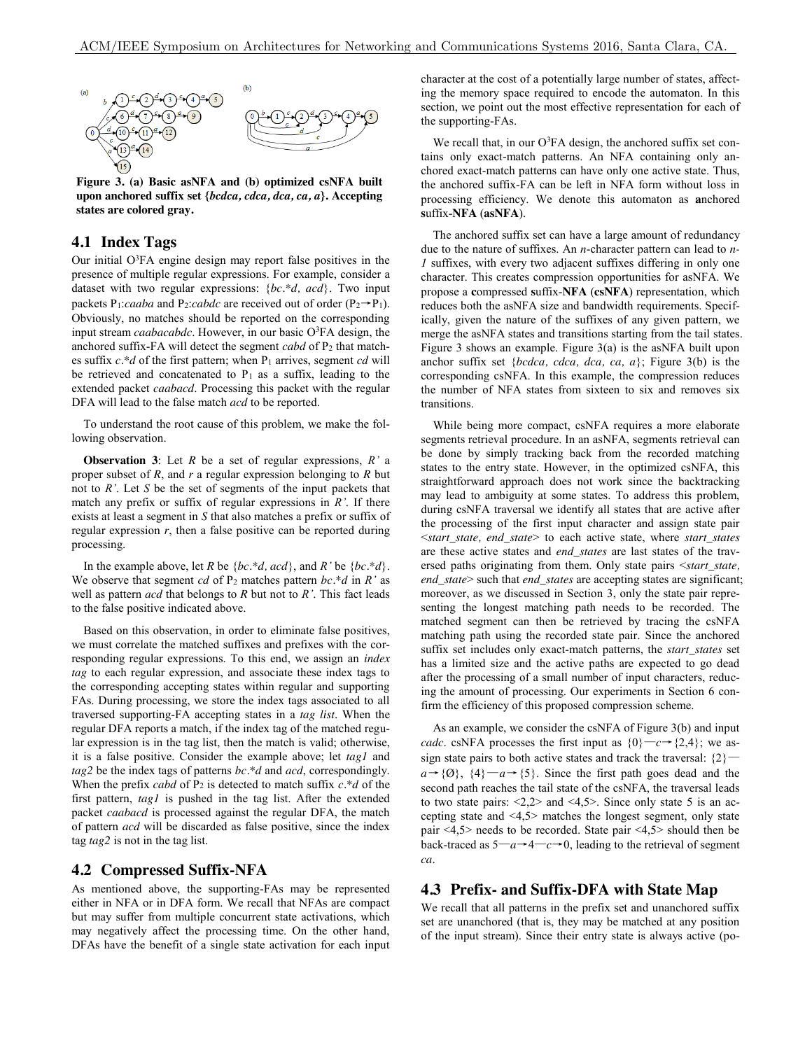Figure 3. (a) Basic asNFA and (b) optimized csNFA built upon anchored suffix set {*bcdca, cdca, dca, ca, a*}. Accepting states are colored gray.

## 4.1 Index Tags

Our initial O[3]FA engine design may report false positives in the presence of multiple regular expressions. For example, consider a dataset with two regular expressions: {*bc.*d, acd*}. Two input packets P1:*caaba* and P2:*cabdc* are received out of order (P2→P1). Obviously, no matches should be reported on the corresponding input stream *caabacabdc*. However, in our basic O[3]FA engine design, the anchored suffix-FA will detect the segment *cabd* of P2 that matches suffix *c.*d* of the first pattern; when P1 arrives, segment *cd* will be retrieved and concatenated to P1 as a suffix, leading to the extended packet *caabacd*. Processing this packet with the regular DFA will lead to the false match *acd* to be reported.

To understand the root cause of this problem, we make the following observation.

**Observation 3**: Let *R* be a set of regular expressions, *R'* a proper subset of *R*, and *r* a regular expression belonging to *R* but not to *R'*. Let *S* be the set of segments of the input packets that match any prefix or suffix of regular expressions in *R'*. If there exists at least a segment in *S* that also matches a prefix or suffix of regular expression *r*, then a false positive can be reported during processing.

In the example above, let *R* be {*bc.*d, acd*}, and *R'* be {*bc.*d*}. We observe that segment *cd* of P2 matches pattern *bc.*d* in *R'* as well as pattern *acd* that belongs to *R* but not to *R'*. This fact leads to the false positive indicated above.

Based on this observation, in order to eliminate false positives, we must correlate the matched suffixes and prefixes with the corresponding regular expressions. To this end, we assign an *index tag* to each regular expression, and associate these index tags to the corresponding accepting states within regular and supporting FAs. During processing, we store the index tags associated to all traversed supporting-FA accepting states in a *tag list*. When the regular DFA reports a match, if the index tag of the matched regular expression is in the tag list, then the match is valid; otherwise, it is a false positive. Consider the example above; let *tag1* and *tag2* be the index tags of patterns *bc.*d* and *acd*, correspondingly. When the prefix *cabd* of P2 is detected to match suffix *c.*d* of the first pattern, *tag1* is pushed in the tag list. After the extended packet *caabacd* is processed against the regular DFA, the match of pattern *acd* will be discarded as false positive, since the index tag *tag2* is not in the tag list.

## 4.2 Compressed Suffix-NFA

As mentioned above, the supporting-FAs may be represented either in NFA or in DFA form. We recall that NFAs are compact but may suffer from multiple concurrent state activations, which may negatively affect the processing time. On the other hand, DFAs have the benefit of a single state activation for each input character at the cost of a potentially large number of states, affecting the memory space required to encode the automaton. In this section, we point out the most effective representation for each of the supporting-FAs.

We recall that, in our O[3]FA design, the anchored suffix set contains only exact-match patterns. An NFA containing only anchored exact-match patterns can have only one active state. Thus, the anchored suffix-FA can be left in NFA form without loss in processing efficiency. We denote this automaton as **a**nchored **s**uffix-**NFA** (**asNFA**).

The anchored suffix set can have a large amount of redundancy due to the nature of suffixes. An *n*-character pattern can lead to *n-1* suffixes, with every two adjacent suffixes differing in only one character. This creates compression opportunities for asNFA. We propose a **c**ompressed **s**uffix-**NFA** (**csNFA**) representation, which reduces both the asNFA size and bandwidth requirements. Specifically, given the nature of the suffixes of any given pattern, we merge the asNFA states and transitions starting from the tail states. Figure 3 shows an example. Figure 3(a) is the asNFA built upon anchor suffix set {*bcdca, cdca, dca, ca, a*}; Figure 3(b) is the corresponding csNFA. In this example, the compression reduces the number of NFA states from sixteen to six and removes six transitions.

While being more compact, csNFA requires a more elaborate segments retrieval procedure. In an asNFA, segments retrieval can be done by simply tracking back from the recorded matching states to the entry state. However, in the optimized csNFA, this straightforward approach does not work since the backtracking may lead to ambiguity at some states. To address this problem, during csNFA traversal we identify all states that are active after the processing of the first input character and assign state pair <*start_state, end_state*> to each active state, where *start_states* are these active states and *end_states* are last states of the traversed paths originating from them. Only state pairs <*start_state, end_state*> such that *end_states* are accepting states are significant; moreover, as we discussed in Section 3, only the state pair representing the longest matching path needs to be recorded. The matched segment can then be retrieved by tracing the csNFA matching path using the recorded state pair. Since the anchored suffix set includes only exact-match patterns, the *start_states* set has a limited size and the active paths are expected to go dead after the processing of a small number of input characters, reducing the amount of processing. Our experiments in Section 6 confirm the efficiency of this proposed compression scheme.

As an example, we consider the csNFA of Figure 3(b) and input *cadc*. csNFA processes the first input as {0}—*c*→{2,4}; we assign state pairs to both active states and track the traversal: {2}—*a*→{Ø}, {4}—*a*→{5}. Since the first path goes dead and the second path reaches the tail state of the csNFA, the traversal leads to two state pairs: <2,2> and <4,5>. Since only state 5 is an accepting state and <4,5> matches the longest segment, only state pair <4,5> needs to be recorded. State pair <4,5> should then be back-traced as 5—*a*→4—*c*→0, leading to the retrieval of segment *ca*.

## 4.3 Prefix- and Suffix-DFA with State Map

We recall that all patterns in the prefix set and unanchored suffix set are unanchored (that is, they may be matched at any position of the input stream). Since their entry state is always active (po-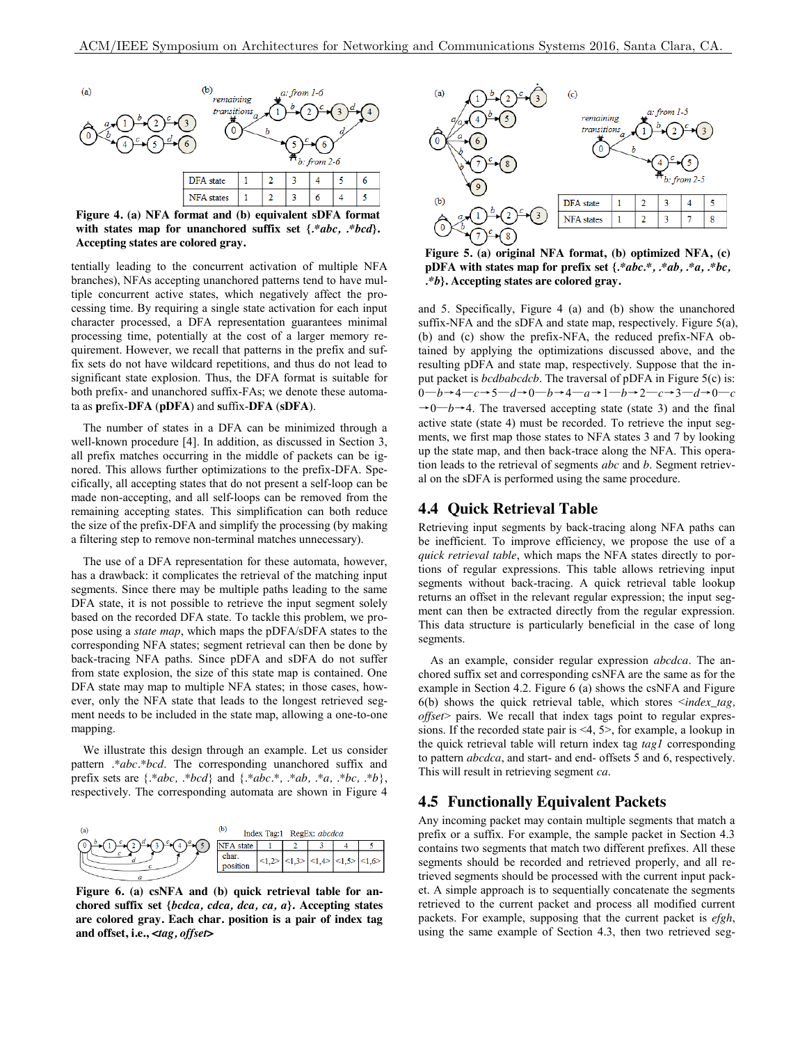(a)

(b)

remaining transitions

a: from 1-6

b: from 2-6

| DFA state | 1 | 2 | 3 | 4 | 5 | 6 |
|---|---|---|---|---|---|---|
| NFA states | 1 | 2 | 3 | 6 | 4 | 5 |

**Figure 4. (a) NFA format and (b) equivalent sDFA format with states map for unanchored suffix set {.\*abc, .\*bcd}. Accepting states are colored gray.**

tentially leading to the concurrent activation of multiple NFA branches), NFAs accepting unanchored patterns tend to have multiple concurrent active states, which negatively affect the processing time. By requiring a single state activation for each input character processed, a DFA representation guarantees minimal processing time, potentially at the cost of a larger memory requirement. However, we recall that patterns in the prefix and suffix sets do not have wildcard repetitions, and thus do not lead to significant state explosion. Thus, the DFA format is suitable for both prefix- and unanchored suffix-FAs; we denote these automata as **p**refix-**DFA** (**pDFA**) and **s**uffix-**DFA** (**sDFA**).

The number of states in a DFA can be minimized through a well-known procedure [4]. In addition, as discussed in Section 3, all prefix matches occurring in the middle of packets can be ignored. This allows further optimizations to the prefix-DFA. Specifically, all accepting states that do not present a self-loop can be made non-accepting, and all self-loops can be removed from the remaining accepting states. This simplification can both reduce the size of the prefix-DFA and simplify the processing (by making a filtering step to remove non-terminal matches unnecessary).

The use of a DFA representation for these automata, however, has a drawback: it complicates the retrieval of the matching input segments. Since there may be multiple paths leading to the same DFA state, it is not possible to retrieve the input segment solely based on the recorded DFA state. To tackle this problem, we propose using a *state map*, which maps the pDFA/sDFA states to the corresponding NFA states; segment retrieval can then be done by back-tracing NFA paths. Since pDFA and sDFA do not suffer from state explosion, the size of this state map is contained. One DFA state may map to multiple NFA states; in those cases, however, only the NFA state that leads to the longest retrieved segment needs to be included in the state map, allowing a one-to-one mapping.

We illustrate this design through an example. Let us consider pattern *.\*abc.\*bcd*. The corresponding unanchored suffix and prefix sets are {*.\*abc, .\*bcd*} and {*.\*abc.\*, .\*ab, .\*a, .\*bc, .\*b*}, respectively. The corresponding automata are shown in Figure 4 and 5. Specifically, Figure 4 (a) and (b) show the unanchored suffix-NFA and the sDFA and state map, respectively. Figure 5(a), (b) and (c) show the prefix-NFA, the reduced prefix-NFA obtained by applying the optimizations discussed above, and the resulting pDFA and state map, respectively. Suppose that the input packet is *bcdbabcdcb*. The traversal of pDFA in Figure 5(c) is: 0—*b*→4—*c*→5—*d*→0—*b*→4—*a*→1—*b*→2—*c*→3—*d*→0—*c*→0—*b*→4. The traversed accepting state (state 3) and the final active state (state 4) must be recorded. To retrieve the input segments, we first map those states to NFA states 3 and 7 by looking up the state map, and then back-trace along the NFA. This operation leads to the retrieval of segments *abc* and *b*. Segment retrieval on the sDFA is performed using the same procedure.

(a)

(b)

(c)

remaining transitions

a: from 1-5

b: from 2-5

| DFA state | 1 | 2 | 3 | 4 | 5 |
|---|---|---|---|---|---|
| NFA states | 1 | 2 | 3 | 7 | 8 |

**Figure 5. (a) original NFA format, (b) optimized NFA, (c) pDFA with states map for prefix set {.\*abc.\*, .\*ab, .\*a, .\*bc, .\*b}. Accepting states are colored gray.**

## 4.4 Quick Retrieval Table

Retrieving input segments by back-tracing along NFA paths can be inefficient. To improve efficiency, we propose the use of a *quick retrieval table*, which maps the NFA states directly to portions of regular expressions. This table allows retrieving input segments without back-tracing. A quick retrieval table lookup returns an offset in the relevant regular expression; the input segment can then be extracted directly from the regular expression. This data structure is particularly beneficial in the case of long segments.

As an example, consider regular expression *abcdca*. The anchored suffix set and corresponding csNFA are the same as for the example in Section 4.2. Figure 6 (a) shows the csNFA and Figure 6(b) shows the quick retrieval table, which stores <*index_tag, offset*> pairs. We recall that index tags point to regular expressions. If the recorded state pair is <4, 5>, for example, a lookup in the quick retrieval table will return index tag *tag1* corresponding to pattern *abcdca*, and start- and end- offsets 5 and 6, respectively. This will result in retrieving segment *ca*.

(a)

(b) Index Tag:1 RegEx: *abcdca*

| NFA state | 1 | 2 | 3 | 4 | 5 |
|---|---|---|---|---|---|
| char. position | <1,2> | <1,3> | <1,4> | <1,5> | <1,6> |

**Figure 6. (a) csNFA and (b) quick retrieval table for anchored suffix set {bcdca, cdca, dca, ca, a}. Accepting states are colored gray. Each char. position is a pair of index tag and offset, i.e., <tag, offset>**

## 4.5 Functionally Equivalent Packets

Any incoming packet may contain multiple segments that match a prefix or a suffix. For example, the sample packet in Section 4.3 contains two segments that match two different prefixes. All these segments should be recorded and retrieved properly, and all retrieved segments should be processed with the current input packet. A simple approach is to sequentially concatenate the segments retrieved to the current packet and process all modified current packets. For example, supposing that the current packet is *efgh*, using the same example of Section 4.3, then two retrieved seg-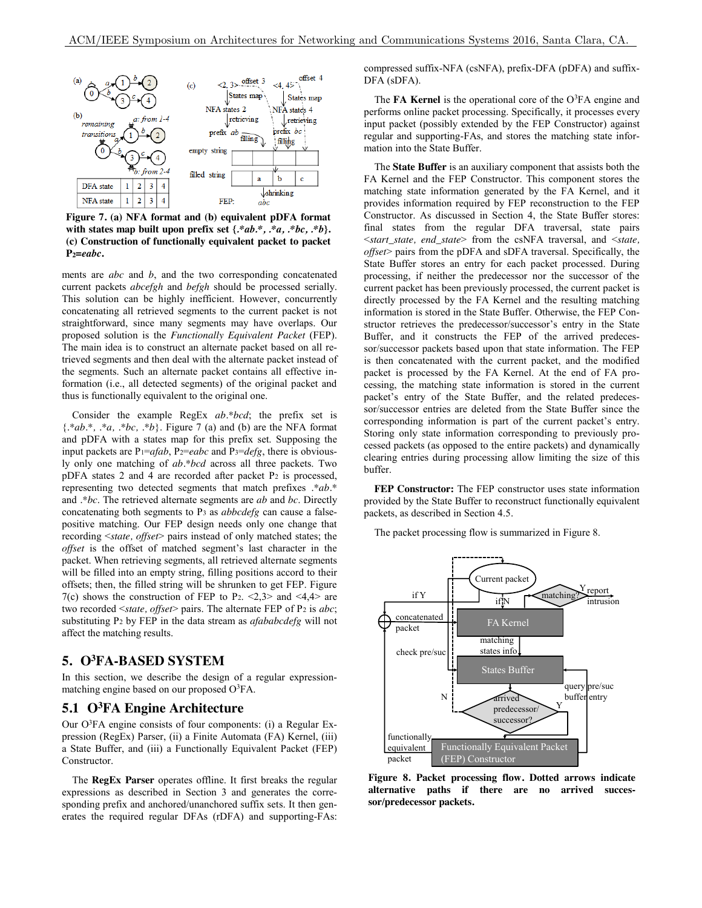| DFA state | 1 | 2 | 3 | 4 |
| --- | --- | --- | --- | --- |
| NFA state | 1 | 2 | 3 | 4 |

**Figure 7. (a) NFA format and (b) equivalent pDFA format with states map built upon prefix set {.\*ab.\*, .\*a, .\*bc, .\*b}. (c) Construction of functionally equivalent packet to packet P2=*eabc*.**

ments are *abc* and *b*, and the two corresponding concatenated current packets *abcefgh* and *befgh* should be processed serially. This solution can be highly inefficient. However, concurrently concatenating all retrieved segments to the current packet is not straightforward, since many segments may have overlaps. Our proposed solution is the *Functionally Equivalent Packet* (FEP). The main idea is to construct an alternate packet based on all retrieved segments and then deal with the alternate packet instead of the segments. Such an alternate packet contains all effective information (i.e., all detected segments) of the original packet and thus is functionally equivalent to the original one.

Consider the example RegEx *ab.\*bcd*; the prefix set is {*.\*ab.\*, .\*a, .\*bc, .\*b*}. Figure 7 (a) and (b) are the NFA format and pDFA with a states map for this prefix set. Supposing the input packets are $P_1$=*afab*, $P_2$=*eabc* and $P_3$=*defg*, there is obviously only one matching of *ab.\*bcd* across all three packets. Two pDFA states 2 and 4 are recorded after packet $P_2$ is processed, representing two detected segments that match prefixes *.\*ab.\** and *.\*bc*. The retrieved alternate segments are *ab* and *bc*. Directly concatenating both segments to $P_3$ as *abbcdefg* can cause a false-positive matching. Our FEP design needs only one change that recording <*state, offset*> pairs instead of only matched states; the *offset* is the offset of matched segment's last character in the packet. When retrieving segments, all retrieved alternate segments will be filled into an empty string, filling positions accord to their offsets; then, the filled string will be shrunken to get FEP. Figure 7(c) shows the construction of FEP to $P_2$. <2,3> and <4,4> are two recorded <*state, offset*> pairs. The alternate FEP of $P_2$ is *abc*; substituting $P_2$ by FEP in the data stream as *afababcdefg* will not affect the matching results.

## 5. O³FA-BASED SYSTEM

In this section, we describe the design of a regular expression-matching engine based on our proposed O³FA.

### 5.1 O³FA Engine Architecture

Our O³FA engine consists of four components: (i) a Regular Expression (RegEx) Parser, (ii) a Finite Automata (FA) Kernel, (iii) a State Buffer, and (iii) a Functionally Equivalent Packet (FEP) Constructor.

The **RegEx Parser** operates offline. It first breaks the regular expressions as described in Section 3 and generates the corresponding prefix and anchored/unanchored suffix sets. It then generates the required regular DFAs (rDFA) and supporting-FAs: compressed suffix-NFA (csNFA), prefix-DFA (pDFA) and suffix-DFA (sDFA).

The **FA Kernel** is the operational core of the O³FA engine and performs online packet processing. Specifically, it processes every input packet (possibly extended by the FEP Constructor) against regular and supporting-FAs, and stores the matching state information into the State Buffer.

The **State Buffer** is an auxiliary component that assists both the FA Kernel and the FEP Constructor. This component stores the matching state information generated by the FA Kernel, and it provides information required by FEP reconstruction to the FEP Constructor. As discussed in Section 4, the State Buffer stores: final states from the regular DFA traversal, state pairs <*start_state, end_state*> from the csNFA traversal, and <*state, offset*> pairs from the pDFA and sDFA traversal. Specifically, the State Buffer stores an entry for each packet processed. During processing, if neither the predecessor nor the successor of the current packet has been previously processed, the current packet is directly processed by the FA Kernel and the resulting matching information is stored in the State Buffer. Otherwise, the FEP Constructor retrieves the predecessor/successor's entry in the State Buffer, and it constructs the FEP of the arrived predecessor/successor packets based upon that state information. The FEP is then concatenated with the current packet, and the modified packet is processed by the FA Kernel. At the end of FA processing, the matching state information is stored in the current packet's entry of the State Buffer, and the related predecessor/successor entries are deleted from the State Buffer since the corresponding information is part of the current packet's entry. Storing only state information corresponding to previously processed packets (as opposed to the entire packets) and dynamically clearing entries during processing allow limiting the size of this buffer.

**FEP Constructor:** The FEP constructor uses state information provided by the State Buffer to reconstruct functionally equivalent packets, as described in Section 4.5.

The packet processing flow is summarized in Figure 8.

**Figure 8. Packet processing flow. Dotted arrows indicate alternative paths if there are no arrived successor/predecessor packets.**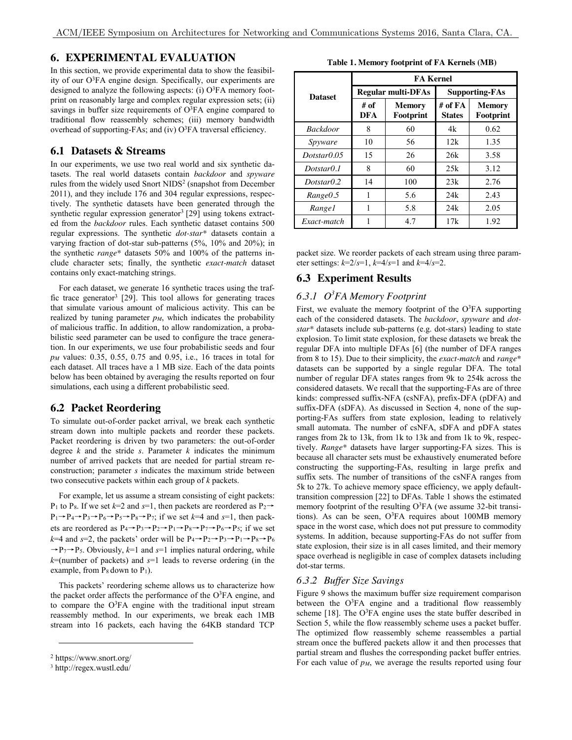## 6. EXPERIMENTAL EVALUATION

In this section, we provide experimental data to show the feasibility of our O$^3$FA engine design. Specifically, our experiments are designed to analyze the following aspects: (i) O$^3$FA memory footprint on reasonably large and complex regular expression sets; (ii) savings in buffer size requirements of O$^3$FA engine compared to traditional flow reassembly schemes; (iii) memory bandwidth overhead of supporting-FAs; and (iv) O$^3$FA traversal efficiency.

### 6.1 Datasets & Streams

In our experiments, we use two real world and six synthetic datasets. The real world datasets contain *backdoor* and *spyware* rules from the widely used Snort NIDS[2] (snapshot from December 2011), and they include 176 and 304 regular expressions, respectively. The synthetic datasets have been generated through the synthetic regular expression generator[3] [29] using tokens extracted from the *backdoor* rules. Each synthetic dataset contains 500 regular expressions. The synthetic *dot-star\** datasets contain a varying fraction of dot-star sub-patterns (5%, 10% and 20%); in the synthetic *range\** datasets 50% and 100% of the patterns include character sets; finally, the synthetic *exact-match* dataset contains only exact-matching strings.

For each dataset, we generate 16 synthetic traces using the traffic trace generator[3] [29]. This tool allows for generating traces that simulate various amount of malicious activity. This can be realized by tuning parameter $p_M$, which indicates the probability of malicious traffic. In addition, to allow randomization, a probabilistic seed parameter can be used to configure the trace generation. In our experiments, we use four probabilistic seeds and four $p_M$ values: 0.35, 0.55, 0.75 and 0.95, i.e., 16 traces in total for each dataset. All traces have a 1 MB size. Each of the data points below has been obtained by averaging the results reported on four simulations, each using a different probabilistic seed.

### 6.2 Packet Reordering

To simulate out-of-order packet arrival, we break each synthetic stream down into multiple packets and reorder these packets. Packet reordering is driven by two parameters: the out-of-order degree *k* and the stride *s*. Parameter *k* indicates the minimum number of arrived packets that are needed for partial stream reconstruction; parameter *s* indicates the maximum stride between two consecutive packets within each group of *k* packets.

For example, let us assume a stream consisting of eight packets: $P_1$ to $P_8$. If we set *k*=2 and *s*=1, then packets are reordered as $P_2 \rightarrow P_1 \rightarrow P_4 \rightarrow P_3 \rightarrow P_6 \rightarrow P_5 \rightarrow P_8 \rightarrow P_7$; if we set *k*=4 and *s*=1, then packets are reordered as $P_4 \rightarrow P_3 \rightarrow P_2 \rightarrow P_1 \rightarrow P_8 \rightarrow P_7 \rightarrow P_6 \rightarrow P_5$; if we set *k*=4 and *s*=2, the packets' order will be $P_4 \rightarrow P_2 \rightarrow P_3 \rightarrow P_1 \rightarrow P_8 \rightarrow P_6 \rightarrow P_7 \rightarrow P_5$. Obviously, *k*=1 and *s*=1 implies natural ordering, while *k*=(number of packets) and *s*=1 leads to reverse ordering (in the example, from $P_8$ down to $P_1$).

This packets' reordering scheme allows us to characterize how the packet order affects the performance of the O$^3$FA engine, and to compare the O$^3$FA engine with the traditional input stream reassembly method. In our experiments, we break each 1MB stream into 16 packets, each having the 64KB standard TCP packet size. We reorder packets of each stream using three parameter settings: *k*=2/*s*=1, *k*=4/*s*=1 and *k*=4/*s*=2.

**Table 1. Memory footprint of FA Kernels (MB)**

| Dataset | FA Kernel | | | |
|---|---|---|---|---|
| | Regular multi-DFAs | | Supporting-FAs | |
| | # of DFA | Memory Footprint | # of FA States | Memory Footprint |
| *Backdoor* | 8 | 60 | 4k | 0.62 |
| *Spyware* | 10 | 56 | 12k | 1.35 |
| *Dotstar0.05* | 15 | 26 | 26k | 3.58 |
| *Dotstar0.1* | 8 | 60 | 25k | 3.12 |
| *Dotstar0.2* | 14 | 100 | 23k | 2.76 |
| *Range0.5* | 1 | 5.6 | 24k | 2.43 |
| *Range1* | 1 | 5.8 | 24k | 2.05 |
| *Exact-match* | 1 | 4.7 | 17k | 1.92 |

### 6.3 Experiment Results

#### 6.3.1 O$^3$FA Memory Footprint

First, we evaluate the memory footprint of the O$^3$FA supporting each of the considered datasets. The *backdoor*, *spyware* and *dot-star\** datasets include sub-patterns (e.g. dot-stars) leading to state explosion. To limit state explosion, for these datasets we break the regular DFA into multiple DFAs [6] (the number of DFA ranges from 8 to 15). Due to their simplicity, the *exact-match* and *range\** datasets can be supported by a single regular DFA. The total number of regular DFA states ranges from 9k to 254k across the considered datasets. We recall that the supporting-FAs are of three kinds: compressed suffix-NFA (csNFA), prefix-DFA (pDFA) and suffix-DFA (sDFA). As discussed in Section 4, none of the supporting-FAs suffers from state explosion, leading to relatively small automata. The number of csNFA, sDFA and pDFA states ranges from 2k to 13k, from 1k to 13k and from 1k to 9k, respectively. *Range\** datasets have larger supporting-FA sizes. This is because all character sets must be exhaustively enumerated before constructing the supporting-FAs, resulting in large prefix and suffix sets. The number of transitions of the csNFA ranges from 5k to 27k. To achieve memory space efficiency, we apply default-transition compression [22] to DFAs. Table 1 shows the estimated memory footprint of the resulting O$^3$FA (we assume 32-bit transitions). As can be seen, O$^3$FA requires about 100MB memory space in the worst case, which does not put pressure to commodity systems. In addition, because supporting-FAs do not suffer from state explosion, their size is in all cases limited, and their memory space overhead is negligible in case of complex datasets including dot-star terms.

#### 6.3.2 Buffer Size Savings

Figure 9 shows the maximum buffer size requirement comparison between the O$^3$FA engine and a traditional flow reassembly scheme [18]. The O$^3$FA engine uses the state buffer described in Section 5, while the flow reassembly scheme uses a packet buffer. The optimized flow reassembly scheme reassembles a partial stream once the buffered packets allow it and then processes that partial stream and flushes the corresponding packet buffer entries. For each value of $p_M$, we average the results reported using four

---

[2] https://www.snort.org/

[3] http://regex.wustl.edu/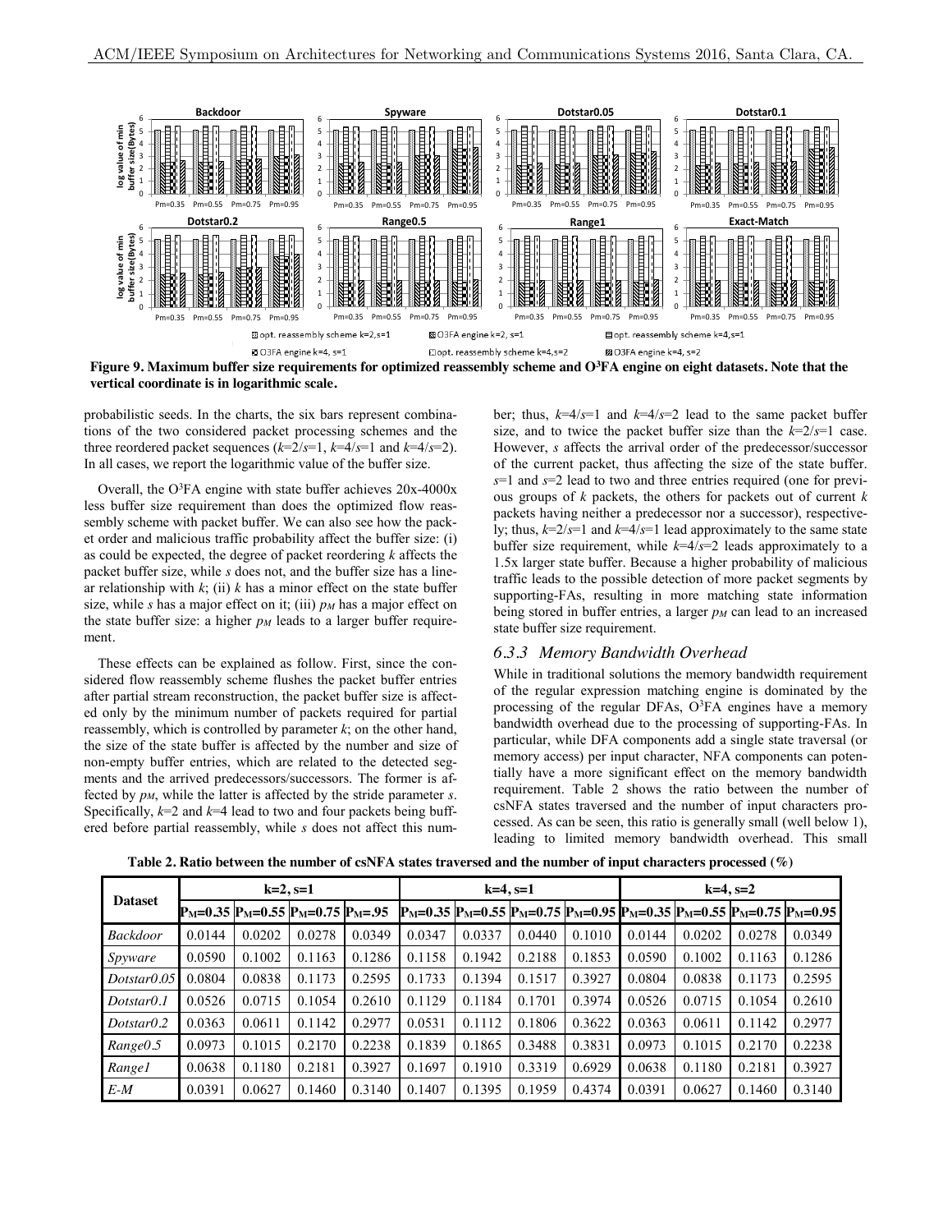**Figure 9. Maximum buffer size requirements for optimized reassembly scheme and O³FA engine on eight datasets. Note that the vertical coordinate is in logarithmic scale.**

probabilistic seeds. In the charts, the six bars represent combinations of the two considered packet processing schemes and the three reordered packet sequences ($k$=2/$s$=1, $k$=4/$s$=1 and $k$=4/$s$=2). In all cases, we report the logarithmic value of the buffer size.

Overall, the O³FA engine with state buffer achieves 20x-4000x less buffer size requirement than does the optimized flow reassembly scheme with packet buffer. We can also see how the packet order and malicious traffic probability affect the buffer size: (i) as could be expected, the degree of packet reordering $k$ affects the packet buffer size, while $s$ does not, and the buffer size has a linear relationship with $k$; (ii) $k$ has a minor effect on the state buffer size, while $s$ has a major effect on it; (iii) $p_M$ has a major effect on the state buffer size: a higher $p_M$ leads to a larger buffer requirement.

These effects can be explained as follow. First, since the considered flow reassembly scheme flushes the packet buffer entries after partial stream reconstruction, the packet buffer size is affected only by the minimum number of packets required for partial reassembly, which is controlled by parameter $k$; on the other hand, the size of the state buffer is affected by the number and size of non-empty buffer entries, which are related to the detected segments and the arrived predecessors/successors. The former is affected by $p_M$, while the latter is affected by the stride parameter $s$. Specifically, $k$=2 and $k$=4 lead to two and four packets being buffered before partial reassembly, while $s$ does not affect this number; thus, $k$=4/$s$=1 and $k$=4/$s$=2 lead to the same packet buffer size, and to twice the packet buffer size than the $k$=2/$s$=1 case. However, $s$ affects the arrival order of the predecessor/successor of the current packet, thus affecting the size of the state buffer. $s$=1 and $s$=2 lead to two and three entries required (one for previous groups of $k$ packets, the others for packets out of current $k$ packets having neither a predecessor nor a successor), respectively; thus, $k$=2/$s$=1 and $k$=4/$s$=1 lead approximately to the same state buffer size requirement, while $k$=4/$s$=2 leads approximately to a 1.5x larger state buffer. Because a higher probability of malicious traffic leads to the possible detection of more packet segments by supporting-FAs, resulting in more matching state information being stored in buffer entries, a larger $p_M$ can lead to an increased state buffer size requirement.

### 6.3.3 Memory Bandwidth Overhead

While in traditional solutions the memory bandwidth requirement of the regular expression matching engine is dominated by the processing of the regular DFAs, O³FA engines have a memory bandwidth overhead due to the processing of supporting-FAs. In particular, while DFA components add a single state traversal (or memory access) per input character, NFA components can potentially have a more significant effect on the memory bandwidth requirement. Table 2 shows the ratio between the number of csNFA states traversed and the number of input characters processed. As can be seen, this ratio is generally small (well below 1), leading to limited memory bandwidth overhead. This small

**Table 2. Ratio between the number of csNFA states traversed and the number of input characters processed (%)**

| Dataset | k=2, s=1 | | | | k=4, s=1 | | | | k=4, s=2 | | | |
|---|---|---|---|---|---|---|---|---|---|---|---|---|
| | $P_M$=0.35 | $P_M$=0.55 | $P_M$=0.75 | $P_M$=.95 | $P_M$=0.35 | $P_M$=0.55 | $P_M$=0.75 | $P_M$=0.95 | $P_M$=0.35 | $P_M$=0.55 | $P_M$=0.75 | $P_M$=0.95 |
| *Backdoor* | 0.0144 | 0.0202 | 0.0278 | 0.0349 | 0.0347 | 0.0337 | 0.0440 | 0.1010 | 0.0144 | 0.0202 | 0.0278 | 0.0349 |
| *Spyware* | 0.0590 | 0.1002 | 0.1163 | 0.1286 | 0.1158 | 0.1942 | 0.2188 | 0.1853 | 0.0590 | 0.1002 | 0.1163 | 0.1286 |
| *Dotstar0.05* | 0.0804 | 0.0838 | 0.1173 | 0.2595 | 0.1733 | 0.1394 | 0.1517 | 0.3927 | 0.0804 | 0.0838 | 0.1173 | 0.2595 |
| *Dotstar0.1* | 0.0526 | 0.0715 | 0.1054 | 0.2610 | 0.1129 | 0.1184 | 0.1701 | 0.3974 | 0.0526 | 0.0715 | 0.1054 | 0.2610 |
| *Dotstar0.2* | 0.0363 | 0.0611 | 0.1142 | 0.2977 | 0.0531 | 0.1112 | 0.1806 | 0.3622 | 0.0363 | 0.0611 | 0.1142 | 0.2977 |
| *Range0.5* | 0.0973 | 0.1015 | 0.2170 | 0.2238 | 0.1839 | 0.1865 | 0.3488 | 0.3831 | 0.0973 | 0.1015 | 0.2170 | 0.2238 |
| *Range1* | 0.0638 | 0.1180 | 0.2181 | 0.3927 | 0.1697 | 0.1910 | 0.3319 | 0.6929 | 0.0638 | 0.1180 | 0.2181 | 0.3927 |
| *E-M* | 0.0391 | 0.0627 | 0.1460 | 0.3140 | 0.1407 | 0.1395 | 0.1959 | 0.4374 | 0.0391 | 0.0627 | 0.1460 | 0.3140 |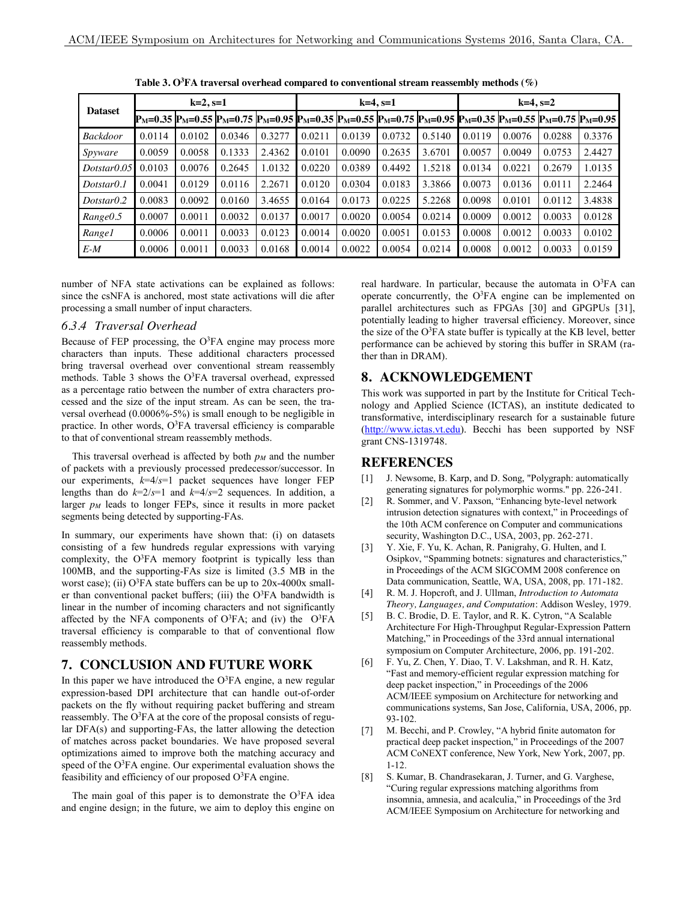**Table 3. O[3]FA traversal overhead compared to conventional stream reassembly methods (%)**

| Dataset | k=2, s=1 | | | | k=4, s=1 | | | | k=4, s=2 | | | |
|---|---|---|---|---|---|---|---|---|---|---|---|---|
| | $P_M$=0.35 | $P_M$=0.55 | $P_M$=0.75 | $P_M$=0.95 | $P_M$=0.35 | $P_M$=0.55 | $P_M$=0.75 | $P_M$=0.95 | $P_M$=0.35 | $P_M$=0.55 | $P_M$=0.75 | $P_M$=0.95 |
| *Backdoor* | 0.0114 | 0.0102 | 0.0346 | 0.3277 | 0.0211 | 0.0139 | 0.0732 | 0.5140 | 0.0119 | 0.0076 | 0.0288 | 0.3376 |
| *Spyware* | 0.0059 | 0.0058 | 0.1333 | 2.4362 | 0.0101 | 0.0090 | 0.2635 | 3.6701 | 0.0057 | 0.0049 | 0.0753 | 2.4427 |
| *Dotstar0.05* | 0.0103 | 0.0076 | 0.2645 | 1.0132 | 0.0220 | 0.0389 | 0.4492 | 1.5218 | 0.0134 | 0.0221 | 0.2679 | 1.0135 |
| *Dotstar0.1* | 0.0041 | 0.0129 | 0.0116 | 2.2671 | 0.0120 | 0.0304 | 0.0183 | 3.3866 | 0.0073 | 0.0136 | 0.0111 | 2.2464 |
| *Dotstar0.2* | 0.0083 | 0.0092 | 0.0160 | 3.4655 | 0.0164 | 0.0173 | 0.0225 | 5.2268 | 0.0098 | 0.0101 | 0.0112 | 3.4838 |
| *Range0.5* | 0.0007 | 0.0011 | 0.0032 | 0.0137 | 0.0017 | 0.0020 | 0.0054 | 0.0214 | 0.0009 | 0.0012 | 0.0033 | 0.0128 |
| *Range1* | 0.0006 | 0.0011 | 0.0033 | 0.0123 | 0.0014 | 0.0020 | 0.0051 | 0.0153 | 0.0008 | 0.0012 | 0.0033 | 0.0102 |
| *E-M* | 0.0006 | 0.0011 | 0.0033 | 0.0168 | 0.0014 | 0.0022 | 0.0054 | 0.0214 | 0.0008 | 0.0012 | 0.0033 | 0.0159 |

number of NFA state activations can be explained as follows: since the csNFA is anchored, most state activations will die after processing a small number of input characters.

### *6.3.4 Traversal Overhead*

Because of FEP processing, the O[3]FA engine may process more characters than inputs. These additional characters processed bring traversal overhead over conventional stream reassembly methods. Table 3 shows the O[3]FA traversal overhead, expressed as a percentage ratio between the number of extra characters processed and the size of the input stream. As can be seen, the traversal overhead (0.0006%-5%) is small enough to be negligible in practice. In other words, O[3]FA traversal efficiency is comparable to that of conventional stream reassembly methods.

This traversal overhead is affected by both $p_M$ and the number of packets with a previously processed predecessor/successor. In our experiments, $k$=4/$s$=1 packet sequences have longer FEP lengths than do $k$=2/$s$=1 and $k$=4/$s$=2 sequences. In addition, a larger $p_M$ leads to longer FEPs, since it results in more packet segments being detected by supporting-FAs.

In summary, our experiments have shown that: (i) on datasets consisting of a few hundreds regular expressions with varying complexity, the O[3]FA memory footprint is typically less than 100MB, and the supporting-FAs size is limited (3.5 MB in the worst case); (ii) O[3]FA state buffers can be up to 20x-4000x smaller than conventional packet buffers; (iii) the O[3]FA bandwidth is linear in the number of incoming characters and not significantly affected by the NFA components of O[3]FA; and (iv) the O[3]FA traversal efficiency is comparable to that of conventional flow reassembly methods.

## 7. CONCLUSION AND FUTURE WORK

In this paper we have introduced the O[3]FA engine, a new regular expression-based DPI architecture that can handle out-of-order packets on the fly without requiring packet buffering and stream reassembly. The O[3]FA at the core of the proposal consists of regular DFA(s) and supporting-FAs, the latter allowing the detection of matches across packet boundaries. We have proposed several optimizations aimed to improve both the matching accuracy and speed of the O[3]FA engine. Our experimental evaluation shows the feasibility and efficiency of our proposed O[3]FA engine.

The main goal of this paper is to demonstrate the O[3]FA idea and engine design; in the future, we aim to deploy this engine on real hardware. In particular, because the automata in O[3]FA can operate concurrently, the O[3]FA engine can be implemented on parallel architectures such as FPGAs [30] and GPGPUs [31], potentially leading to higher traversal efficiency. Moreover, since the size of the O[3]FA state buffer is typically at the KB level, better performance can be achieved by storing this buffer in SRAM (rather than in DRAM).

## 8. ACKNOWLEDGEMENT

This work was supported in part by the Institute for Critical Technology and Applied Science (ICTAS), an institute dedicated to transformative, interdisciplinary research for a sustainable future (http://www.ictas.vt.edu). Becchi has been supported by NSF grant CNS-1319748.

## REFERENCES

[1] J. Newsome, B. Karp, and D. Song, "Polygraph: automatically generating signatures for polymorphic worms." pp. 226-241.

[2] R. Sommer, and V. Paxson, "Enhancing byte-level network intrusion detection signatures with context," in Proceedings of the 10th ACM conference on Computer and communications security, Washington D.C., USA, 2003, pp. 262-271.

[3] Y. Xie, F. Yu, K. Achan, R. Panigrahy, G. Hulten, and I. Osipkov, "Spamming botnets: signatures and characteristics," in Proceedings of the ACM SIGCOMM 2008 conference on Data communication, Seattle, WA, USA, 2008, pp. 171-182.

[4] R. M. J. Hopcroft, and J. Ullman, *Introduction to Automata Theory, Languages, and Computation*: Addison Wesley, 1979.

[5] B. C. Brodie, D. E. Taylor, and R. K. Cytron, "A Scalable Architecture For High-Throughput Regular-Expression Pattern Matching," in Proceedings of the 33rd annual international symposium on Computer Architecture, 2006, pp. 191-202.

[6] F. Yu, Z. Chen, Y. Diao, T. V. Lakshman, and R. H. Katz, "Fast and memory-efficient regular expression matching for deep packet inspection," in Proceedings of the 2006 ACM/IEEE symposium on Architecture for networking and communications systems, San Jose, California, USA, 2006, pp. 93-102.

[7] M. Becchi, and P. Crowley, "A hybrid finite automaton for practical deep packet inspection," in Proceedings of the 2007 ACM CoNEXT conference, New York, New York, 2007, pp. 1-12.

[8] S. Kumar, B. Chandrasekaran, J. Turner, and G. Varghese, "Curing regular expressions matching algorithms from insomnia, amnesia, and acalculia," in Proceedings of the 3rd ACM/IEEE Symposium on Architecture for networking and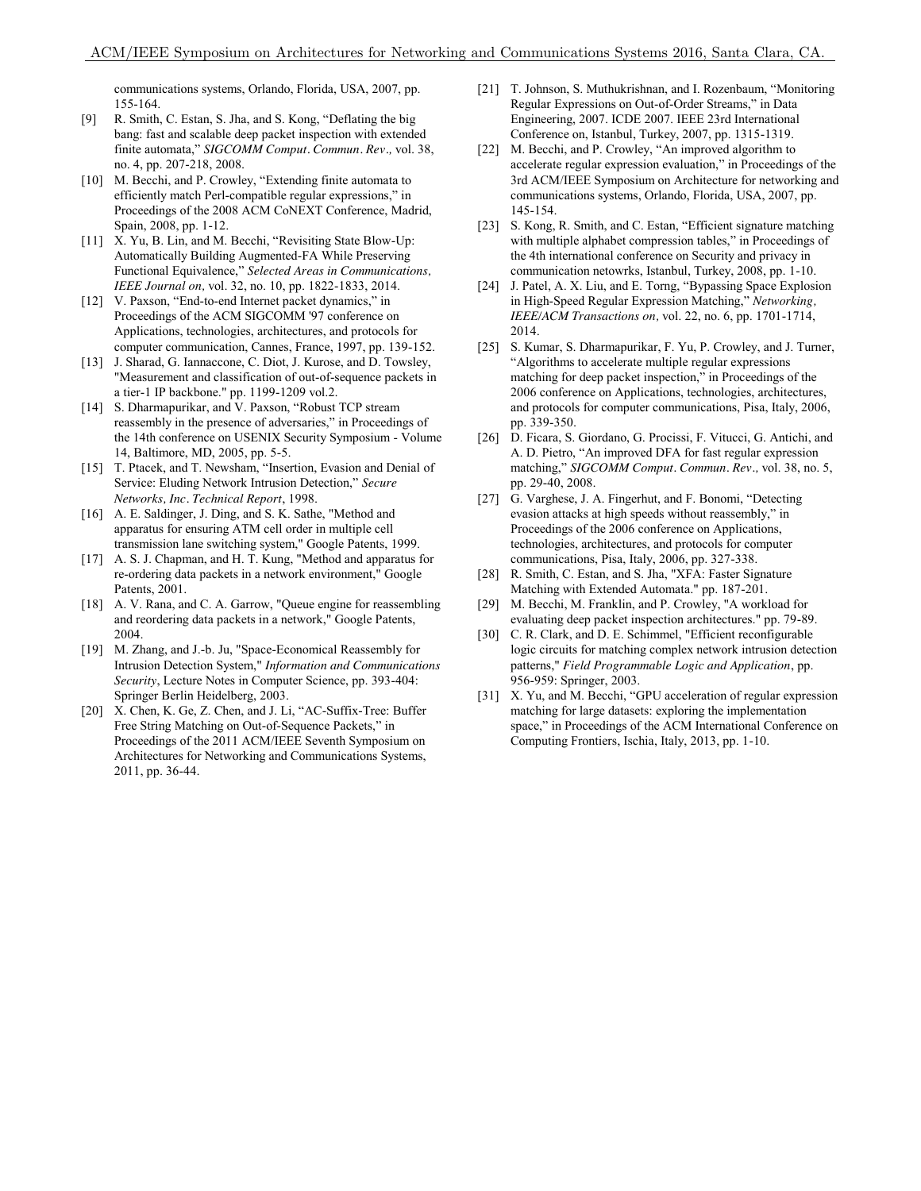communications systems, Orlando, Florida, USA, 2007, pp. 155-164.

[9] R. Smith, C. Estan, S. Jha, and S. Kong, "Deflating the big bang: fast and scalable deep packet inspection with extended finite automata," *SIGCOMM Comput. Commun. Rev.,* vol. 38, no. 4, pp. 207-218, 2008.

[10] M. Becchi, and P. Crowley, "Extending finite automata to efficiently match Perl-compatible regular expressions," in Proceedings of the 2008 ACM CoNEXT Conference, Madrid, Spain, 2008, pp. 1-12.

[11] X. Yu, B. Lin, and M. Becchi, "Revisiting State Blow-Up: Automatically Building Augmented-FA While Preserving Functional Equivalence," *Selected Areas in Communications, IEEE Journal on,* vol. 32, no. 10, pp. 1822-1833, 2014.

[12] V. Paxson, "End-to-end Internet packet dynamics," in Proceedings of the ACM SIGCOMM '97 conference on Applications, technologies, architectures, and protocols for computer communication, Cannes, France, 1997, pp. 139-152.

[13] J. Sharad, G. Iannaccone, C. Diot, J. Kurose, and D. Towsley, "Measurement and classification of out-of-sequence packets in a tier-1 IP backbone." pp. 1199-1209 vol.2.

[14] S. Dharmapurikar, and V. Paxson, "Robust TCP stream reassembly in the presence of adversaries," in Proceedings of the 14th conference on USENIX Security Symposium - Volume 14, Baltimore, MD, 2005, pp. 5-5.

[15] T. Ptacek, and T. Newsham, "Insertion, Evasion and Denial of Service: Eluding Network Intrusion Detection," *Secure Networks, Inc. Technical Report*, 1998.

[16] A. E. Saldinger, J. Ding, and S. K. Sathe, "Method and apparatus for ensuring ATM cell order in multiple cell transmission lane switching system," Google Patents, 1999.

[17] A. S. J. Chapman, and H. T. Kung, "Method and apparatus for re-ordering data packets in a network environment," Google Patents, 2001.

[18] A. V. Rana, and C. A. Garrow, "Queue engine for reassembling and reordering data packets in a network," Google Patents, 2004.

[19] M. Zhang, and J.-b. Ju, "Space-Economical Reassembly for Intrusion Detection System," *Information and Communications Security*, Lecture Notes in Computer Science, pp. 393-404: Springer Berlin Heidelberg, 2003.

[20] X. Chen, K. Ge, Z. Chen, and J. Li, "AC-Suffix-Tree: Buffer Free String Matching on Out-of-Sequence Packets," in Proceedings of the 2011 ACM/IEEE Seventh Symposium on Architectures for Networking and Communications Systems, 2011, pp. 36-44.

[21] T. Johnson, S. Muthukrishnan, and I. Rozenbaum, "Monitoring Regular Expressions on Out-of-Order Streams," in Data Engineering, 2007. ICDE 2007. IEEE 23rd International Conference on, Istanbul, Turkey, 2007, pp. 1315-1319.

[22] M. Becchi, and P. Crowley, "An improved algorithm to accelerate regular expression evaluation," in Proceedings of the 3rd ACM/IEEE Symposium on Architecture for networking and communications systems, Orlando, Florida, USA, 2007, pp. 145-154.

[23] S. Kong, R. Smith, and C. Estan, "Efficient signature matching with multiple alphabet compression tables," in Proceedings of the 4th international conference on Security and privacy in communication netowrks, Istanbul, Turkey, 2008, pp. 1-10.

[24] J. Patel, A. X. Liu, and E. Torng, "Bypassing Space Explosion in High-Speed Regular Expression Matching," *Networking, IEEE/ACM Transactions on,* vol. 22, no. 6, pp. 1701-1714, 2014.

[25] S. Kumar, S. Dharmapurikar, F. Yu, P. Crowley, and J. Turner, "Algorithms to accelerate multiple regular expressions matching for deep packet inspection," in Proceedings of the 2006 conference on Applications, technologies, architectures, and protocols for computer communications, Pisa, Italy, 2006, pp. 339-350.

[26] D. Ficara, S. Giordano, G. Procissi, F. Vitucci, G. Antichi, and A. D. Pietro, "An improved DFA for fast regular expression matching," *SIGCOMM Comput. Commun. Rev.,* vol. 38, no. 5, pp. 29-40, 2008.

[27] G. Varghese, J. A. Fingerhut, and F. Bonomi, "Detecting evasion attacks at high speeds without reassembly," in Proceedings of the 2006 conference on Applications, technologies, architectures, and protocols for computer communications, Pisa, Italy, 2006, pp. 327-338.

[28] R. Smith, C. Estan, and S. Jha, "XFA: Faster Signature Matching with Extended Automata." pp. 187-201.

[29] M. Becchi, M. Franklin, and P. Crowley, "A workload for evaluating deep packet inspection architectures." pp. 79-89.

[30] C. R. Clark, and D. E. Schimmel, "Efficient reconfigurable logic circuits for matching complex network intrusion detection patterns," *Field Programmable Logic and Application*, pp. 956-959: Springer, 2003.

[31] X. Yu, and M. Becchi, "GPU acceleration of regular expression matching for large datasets: exploring the implementation space," in Proceedings of the ACM International Conference on Computing Frontiers, Ischia, Italy, 2013, pp. 1-10.